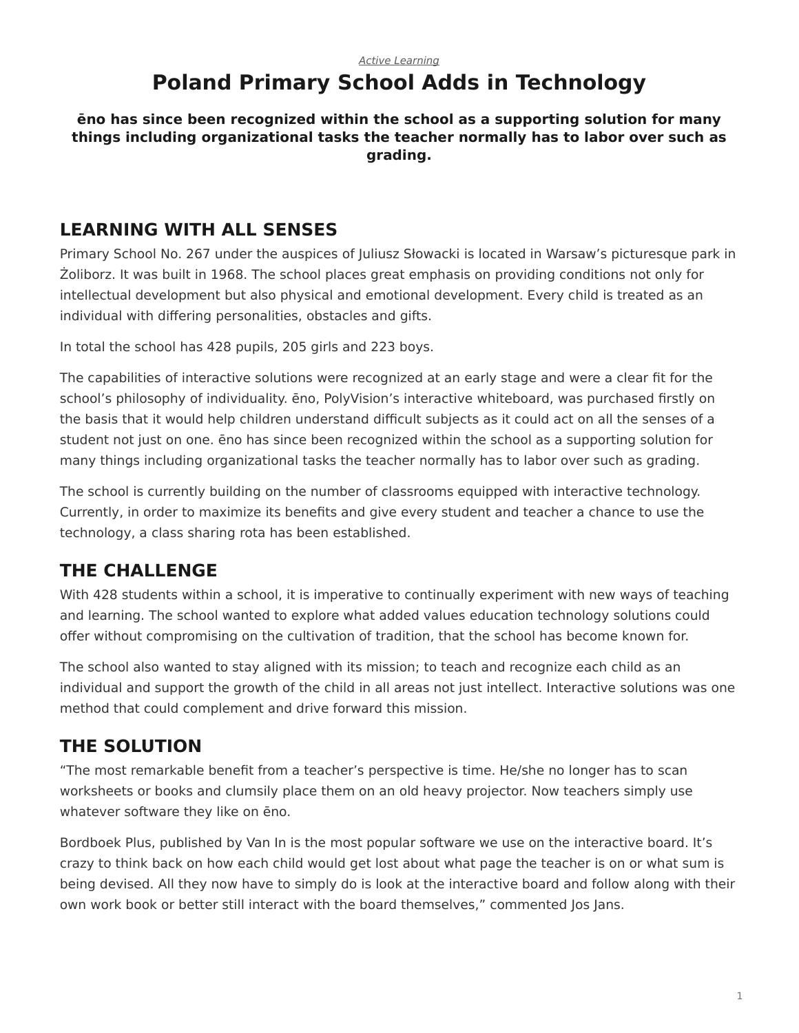*Active Learning*

# Poland Primary School Adds in Technology

**ēno has since been recognized within the school as a supporting solution for many things including organizational tasks the teacher normally has to labor over such as grading.**

## LEARNING WITH ALL SENSES

Primary School No. 267 under the auspices of Juliusz Słowacki is located in Warsaw's picturesque park in Żoliborz. It was built in 1968. The school places great emphasis on providing conditions not only for intellectual development but also physical and emotional development. Every child is treated as an individual with differing personalities, obstacles and gifts.

In total the school has 428 pupils, 205 girls and 223 boys.

The capabilities of interactive solutions were recognized at an early stage and were a clear fit for the school's philosophy of individuality. ēno, PolyVision's interactive whiteboard, was purchased firstly on the basis that it would help children understand difficult subjects as it could act on all the senses of a student not just on one. ēno has since been recognized within the school as a supporting solution for many things including organizational tasks the teacher normally has to labor over such as grading.

The school is currently building on the number of classrooms equipped with interactive technology. Currently, in order to maximize its benefits and give every student and teacher a chance to use the technology, a class sharing rota has been established.

## THE CHALLENGE

With 428 students within a school, it is imperative to continually experiment with new ways of teaching and learning. The school wanted to explore what added values education technology solutions could offer without compromising on the cultivation of tradition, that the school has become known for.

The school also wanted to stay aligned with its mission; to teach and recognize each child as an individual and support the growth of the child in all areas not just intellect. Interactive solutions was one method that could complement and drive forward this mission.

## THE SOLUTION

"The most remarkable benefit from a teacher's perspective is time. He/she no longer has to scan worksheets or books and clumsily place them on an old heavy projector. Now teachers simply use whatever software they like on ēno.

Bordboek Plus, published by Van In is the most popular software we use on the interactive board. It's crazy to think back on how each child would get lost about what page the teacher is on or what sum is being devised. All they now have to simply do is look at the interactive board and follow along with their own work book or better still interact with the board themselves," commented Jos Jans.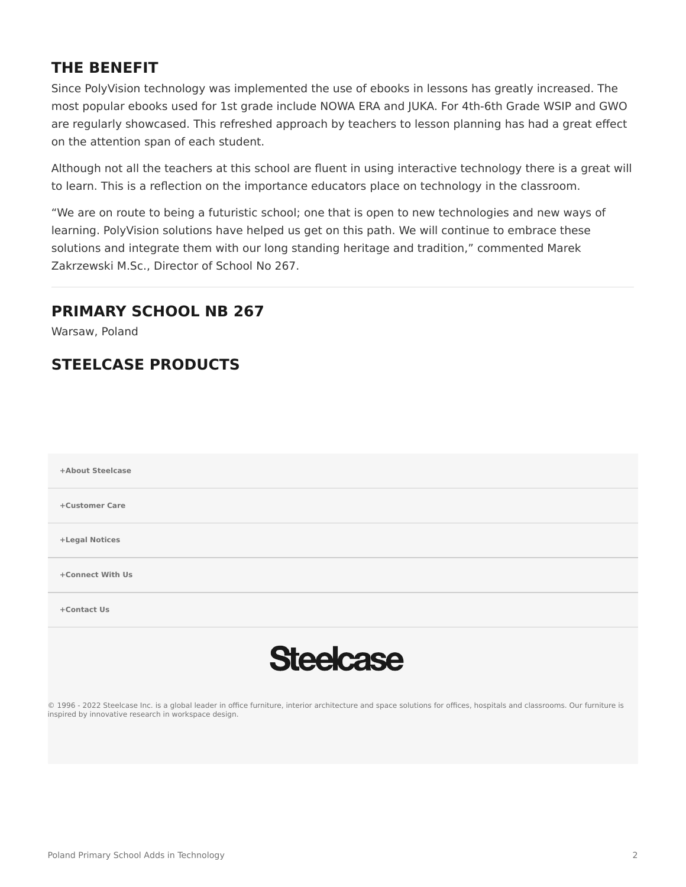## THE BENEFIT

Since PolyVision technology was implemented the use of ebooks in lessons has greatly increased. The most popular ebooks used for 1st grade include NOWA ERA and JUKA. For 4th-6th Grade WSIP and GWO are regularly showcased. This refreshed approach by teachers to lesson planning has had a great effect on the attention span of each student.

Although not all the teachers at this school are fluent in using interactive technology there is a great will to learn. This is a reflection on the importance educators place on technology in the classroom.

“We are on route to being a futuristic school; one that is open to new technologies and new ways of learning. PolyVision solutions have helped us get on this path. We will continue to embrace these solutions and integrate them with our long standing heritage and tradition,” commented Marek Zakrzewski M.Sc., Director of School No 267.

---

## PRIMARY SCHOOL NB 267

Warsaw, Poland

## STEELCASE PRODUCTS

**+About Steelcase**

**+Customer Care**

**+Legal Notices**

**+Connect With Us**

**+Contact Us**

Steelcase

© 1996 - 2022 Steelcase Inc. is a global leader in office furniture, interior architecture and space solutions for offices, hospitals and classrooms. Our furniture is inspired by innovative research in workspace design.